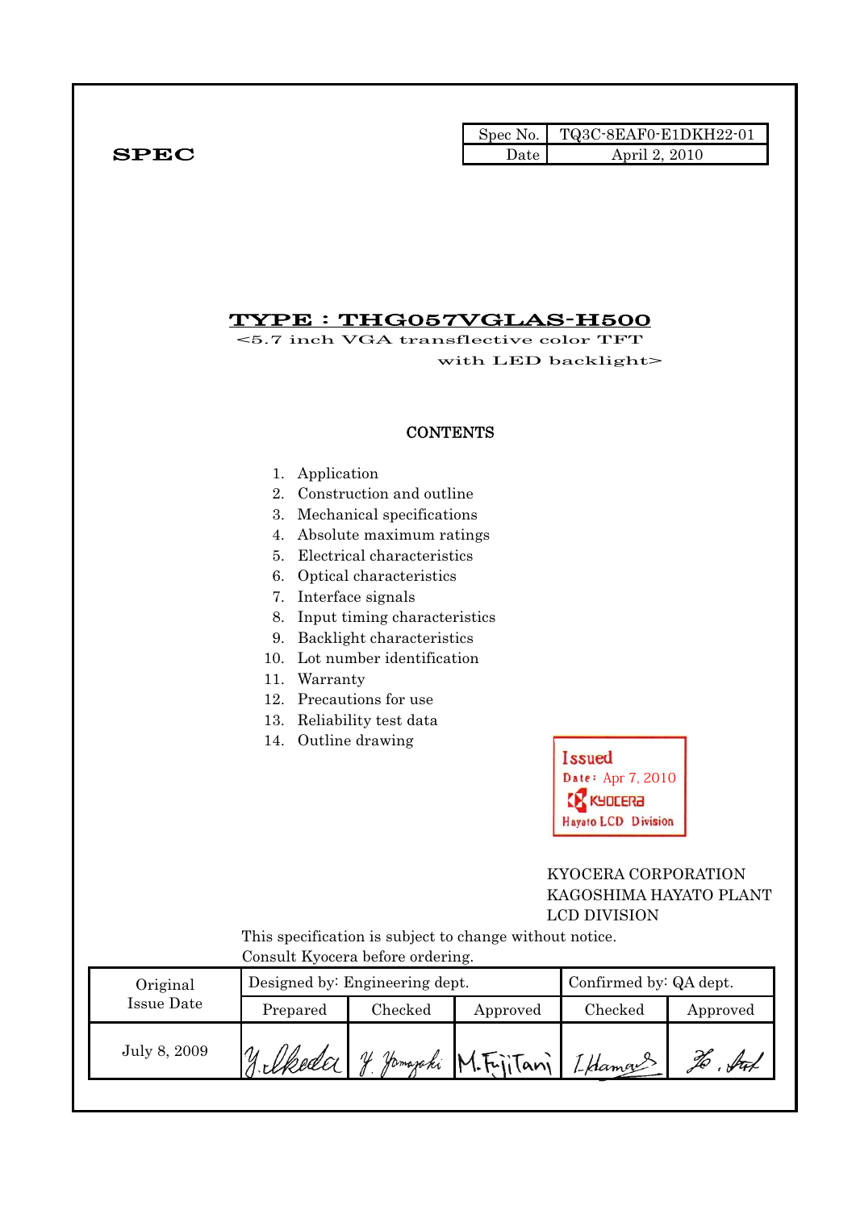**SPEC**

| Spec No. | TQ3C-8EAF0-E1DKH22-01 |
|---|---|
| Date | April 2, 2010 |

# TYPE : THG057VGLAS-H500

<5.7 inch VGA transflective color TFT with LED backlight>

## CONTENTS

1. Application
2. Construction and outline
3. Mechanical specifications
4. Absolute maximum ratings
5. Electrical characteristics
6. Optical characteristics
7. Interface signals
8. Input timing characteristics
9. Backlight characteristics
10. Lot number identification
11. Warranty
12. Precautions for use
13. Reliability test data
14. Outline drawing

Issued
Date: Apr 7, 2010
KYOCERA
Hayato LCD Division

KYOCERA CORPORATION
KAGOSHIMA HAYATO PLANT
LCD DIVISION

This specification is subject to change without notice.
Consult Kyocera before ordering.

| Original Issue Date | Designed by: Engineering dept. | | | Confirmed by: QA dept. | |
|---|---|---|---|---|---|
| | Prepared | Checked | Approved | Checked | Approved |
| July 8, 2009 | Y. Ikeda | Y. Yamazaki | M. FujiTani | I. Hamada | H. Sato |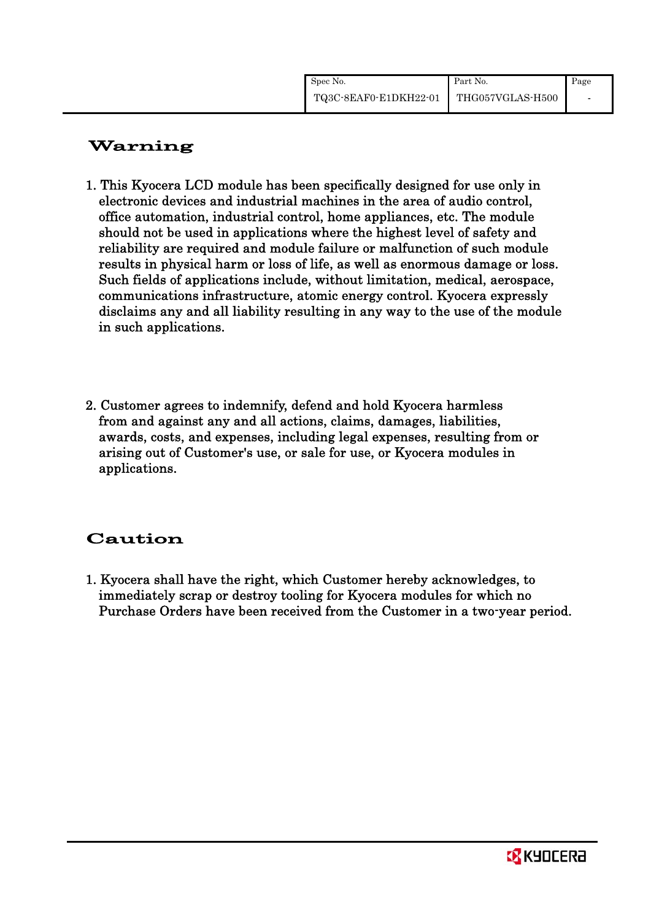# Warning

1. This Kyocera LCD module has been specifically designed for use only in electronic devices and industrial machines in the area of audio control, office automation, industrial control, home appliances, etc. The module should not be used in applications where the highest level of safety and reliability are required and module failure or malfunction of such module results in physical harm or loss of life, as well as enormous damage or loss. Such fields of applications include, without limitation, medical, aerospace, communications infrastructure, atomic energy control. Kyocera expressly disclaims any and all liability resulting in any way to the use of the module in such applications.

2. Customer agrees to indemnify, defend and hold Kyocera harmless from and against any and all actions, claims, damages, liabilities, awards, costs, and expenses, including legal expenses, resulting from or arising out of Customer's use, or sale for use, or Kyocera modules in applications.

# Caution

1. Kyocera shall have the right, which Customer hereby acknowledges, to immediately scrap or destroy tooling for Kyocera modules for which no Purchase Orders have been received from the Customer in a two-year period.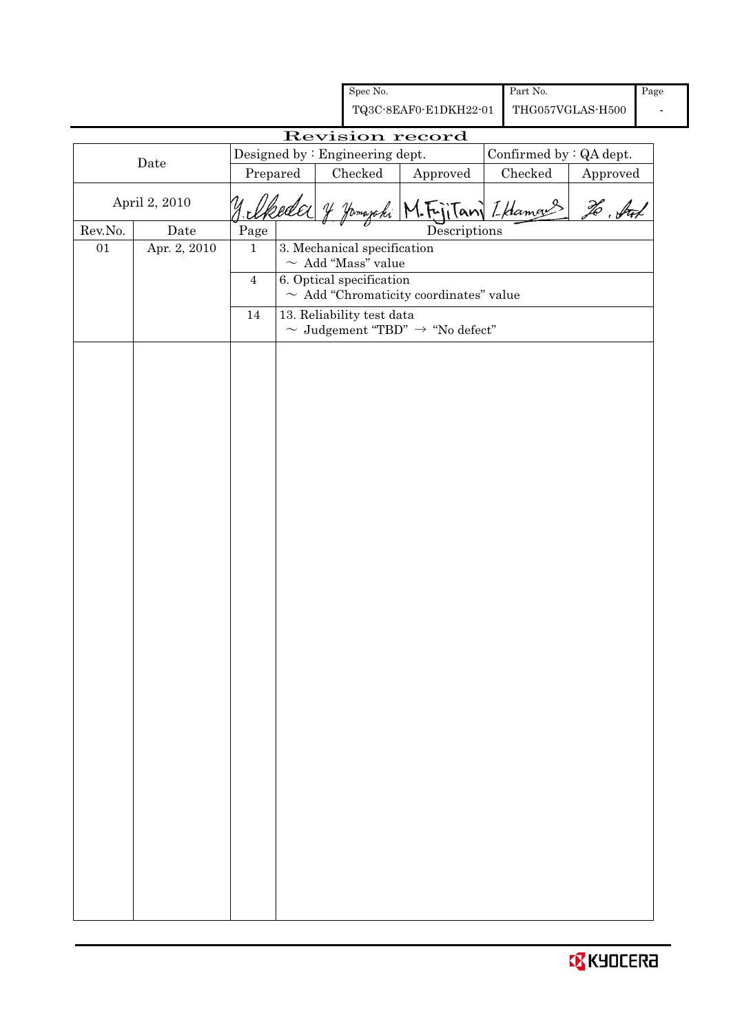| Spec No. | Part No. | Page |
|---|---|---|
| TQ3C-8EAF0-E1DKH22-01 | THG057VGLAS-H500 | - |

# Revision record

| Date | Designed by : Engineering dept. | | | Confirmed by : QA dept. | |
|---|---|---|---|---|---|
| | Prepared | Checked | Approved | Checked | Approved |
| April 2, 2010 | Y. Ikeda | Y. Yamazaki | M. Fujitani | I. Hamano | H. Sato |

| Rev.No. | Date | Page | Descriptions |
|---|---|---|---|
| 01 | Apr. 2, 2010 | 1 | 3. Mechanical specification<br>～ Add "Mass" value |
| | | 4 | 6. Optical specification<br>～ Add "Chromaticity coordinates" value |
| | | 14 | 13. Reliability test data<br>～ Judgement "TBD" → "No defect" |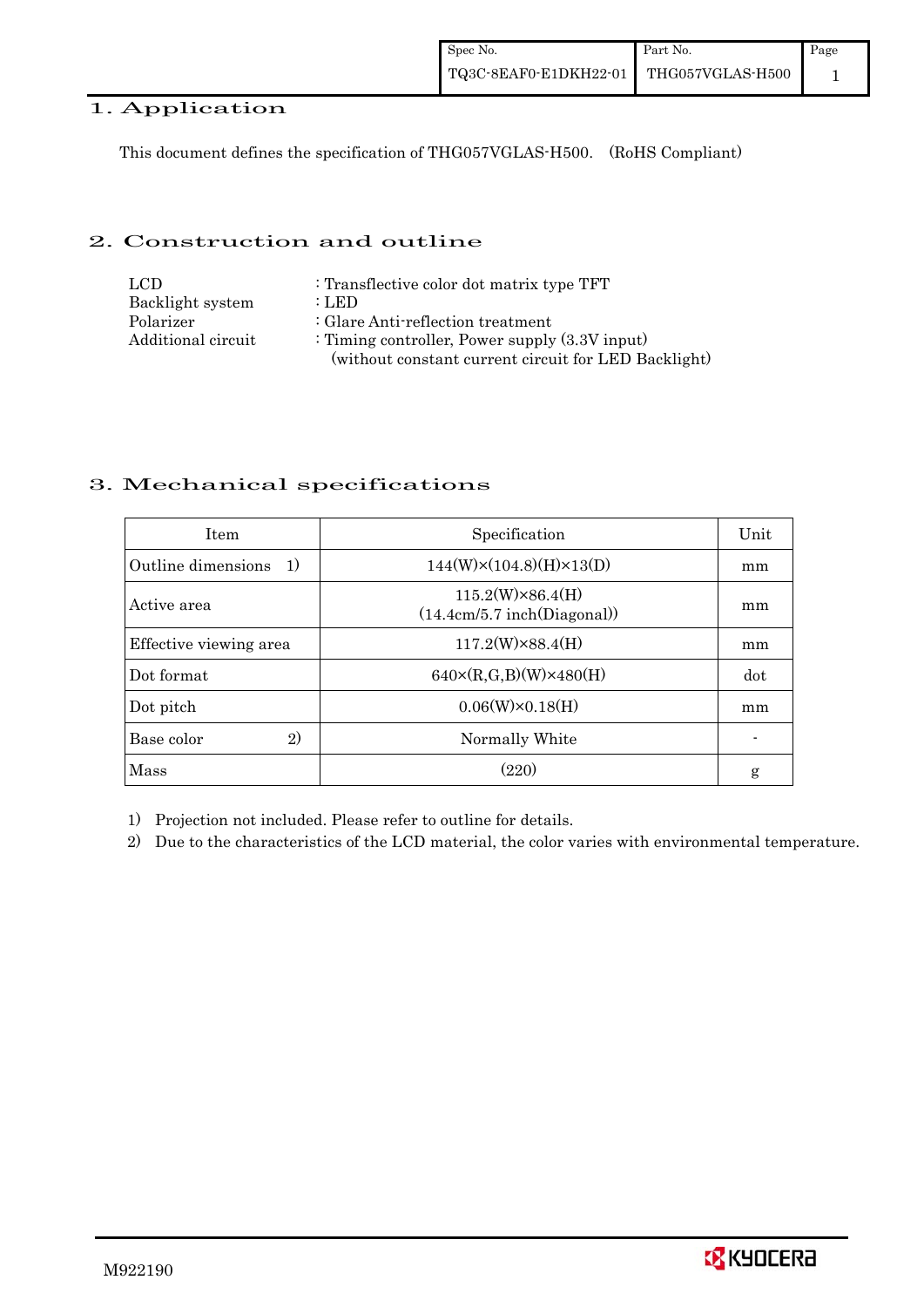## 1. Application

This document defines the specification of THG057VGLAS-H500. (RoHS Compliant)

## 2. Construction and outline

| | |
|---|---|
| LCD | : Transflective color dot matrix type TFT |
| Backlight system | : LED |
| Polarizer | : Glare Anti-reflection treatment |
| Additional circuit | : Timing controller, Power supply (3.3V input) (without constant current circuit for LED Backlight) |

## 3. Mechanical specifications

| Item | Specification | Unit |
|---|---|---|
| Outline dimensions 1) | 144(W)×(104.8)(H)×13(D) | mm |
| Active area | 115.2(W)×86.4(H) (14.4cm/5.7 inch(Diagonal)) | mm |
| Effective viewing area | 117.2(W)×88.4(H) | mm |
| Dot format | 640×(R,G,B)(W)×480(H) | dot |
| Dot pitch | 0.06(W)×0.18(H) | mm |
| Base color 2) | Normally White | - |
| Mass | (220) | g |

1) Projection not included. Please refer to outline for details.
2) Due to the characteristics of the LCD material, the color varies with environmental temperature.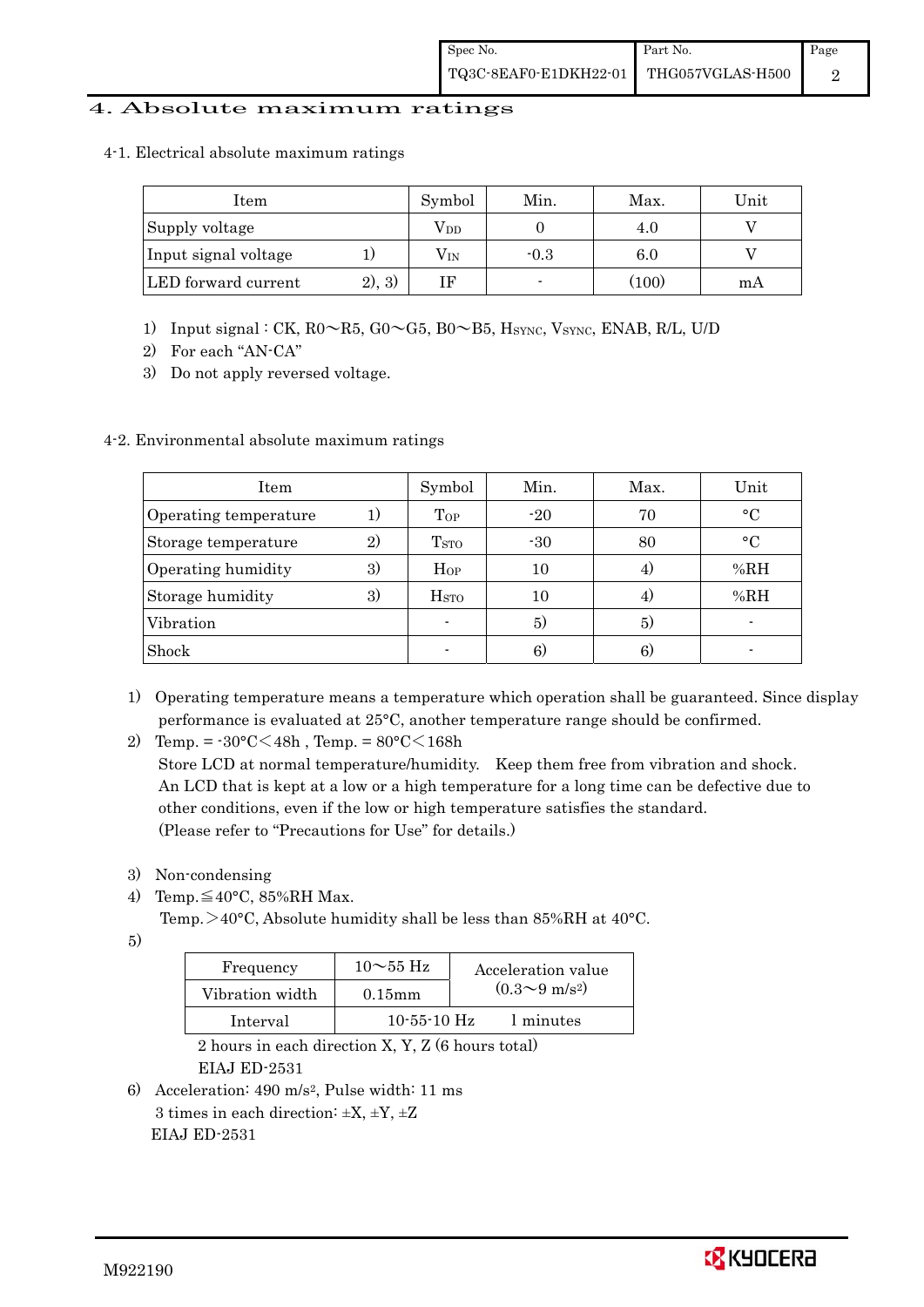# 4. Absolute maximum ratings

4-1. Electrical absolute maximum ratings

| Item | | Symbol | Min. | Max. | Unit |
|---|---|---|---|---|---|
| Supply voltage | | $V_{DD}$ | 0 | 4.0 | V |
| Input signal voltage | 1) | $V_{IN}$ | -0.3 | 6.0 | V |
| LED forward current | 2), 3) | IF | - | (100) | mA |

1) Input signal : CK, R0～R5, G0～G5, B0～B5, $H_{SYNC}$, $V_{SYNC}$, ENAB, R/L, U/D
2) For each "AN-CA"
3) Do not apply reversed voltage.

4-2. Environmental absolute maximum ratings

| Item | | Symbol | Min. | Max. | Unit |
|---|---|---|---|---|---|
| Operating temperature | 1) | $T_{OP}$ | -20 | 70 | °C |
| Storage temperature | 2) | $T_{STO}$ | -30 | 80 | °C |
| Operating humidity | 3) | $H_{OP}$ | 10 | 4) | %RH |
| Storage humidity | 3) | $H_{STO}$ | 10 | 4) | %RH |
| Vibration | | - | 5) | 5) | - |
| Shock | | - | 6) | 6) | - |

1) Operating temperature means a temperature which operation shall be guaranteed. Since display performance is evaluated at 25°C, another temperature range should be confirmed.
2) Temp. = -30°C＜48h , Temp. = 80°C＜168h
   Store LCD at normal temperature/humidity. Keep them free from vibration and shock.
   An LCD that is kept at a low or a high temperature for a long time can be defective due to other conditions, even if the low or high temperature satisfies the standard.
   (Please refer to "Precautions for Use" for details.)

3) Non-condensing
4) Temp.≦40°C, 85%RH Max.
   Temp.＞40°C, Absolute humidity shall be less than 85%RH at 40°C.
5)

| Frequency | 10～55 Hz | Acceleration value $(0.3 \sim 9\ m/s^2)$ |
|---|---|---|
| Vibration width | 0.15mm | |
| Interval | 10-55-10 Hz | 1 minutes |

   2 hours in each direction X, Y, Z (6 hours total)
   EIAJ ED-2531

6) Acceleration: 490 $m/s^2$, Pulse width: 11 ms
   3 times in each direction: ±X, ±Y, ±Z
   EIAJ ED-2531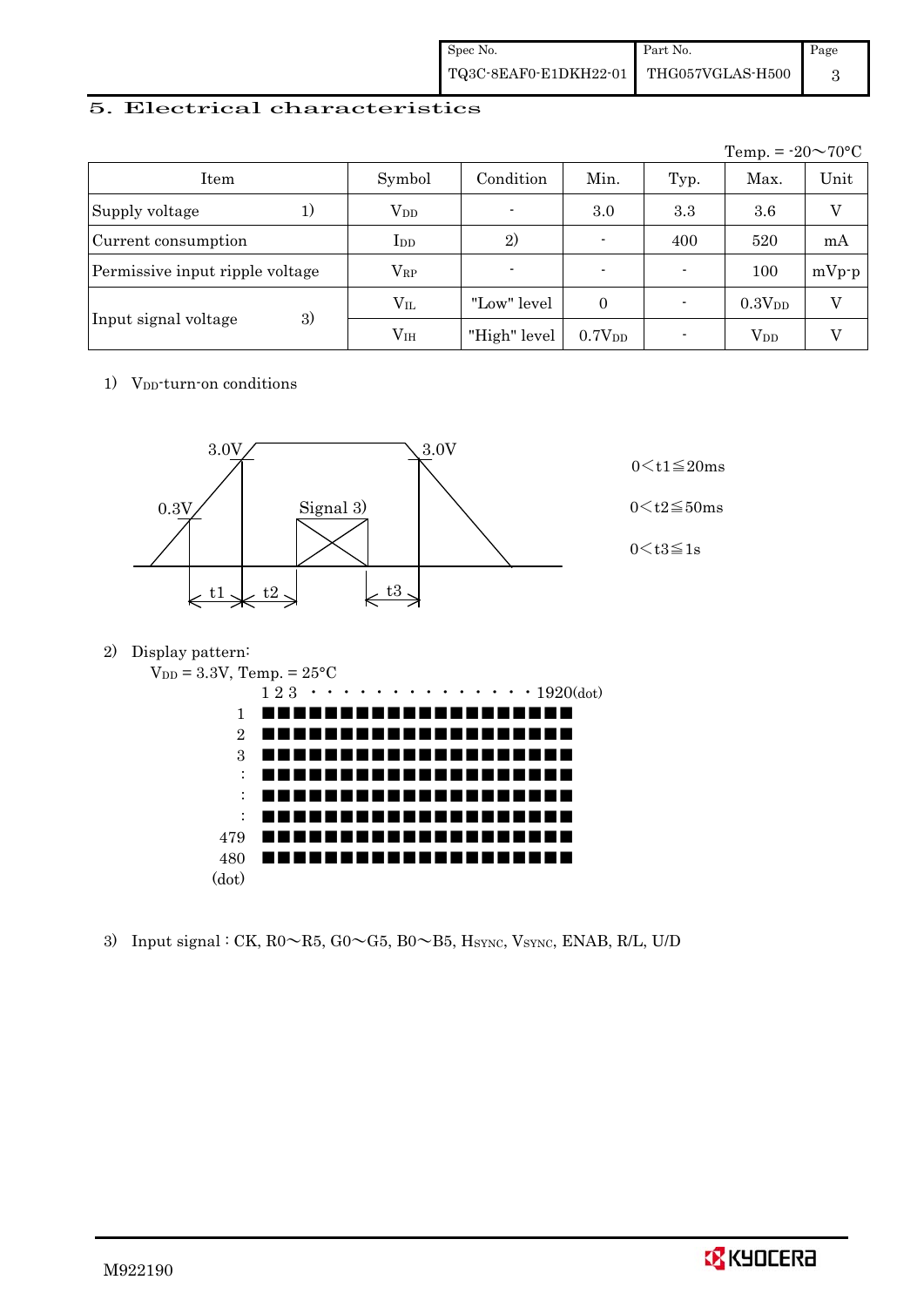## 5. Electrical characteristics

Temp. = -20～70°C

| Item | | Symbol | Condition | Min. | Typ. | Max. | Unit |
|---|---|---|---|---|---|---|---|
| Supply voltage | 1) | $V_{DD}$ | - | 3.0 | 3.3 | 3.6 | V |
| Current consumption | | $I_{DD}$ | 2) | - | 400 | 520 | mA |
| Permissive input ripple voltage | | $V_{RP}$ | - | - | - | 100 | mVp-p |
| Input signal voltage | 3) | $V_{IL}$ | "Low" level | 0 | - | $0.3V_{DD}$ | V |
| | | $V_{IH}$ | "High" level | $0.7V_{DD}$ | - | $V_{DD}$ | V |

1) $V_{DD}$-turn-on conditions

3.0V, 0.3V, Signal 3), 3.0V, t1, t2, t3

$0 < t1 \leqq 20ms$

$0 < t2 \leqq 50ms$

$0 < t3 \leqq 1s$

2) Display pattern:

$V_{DD}$ = 3.3V, Temp. = 25°C

1 2 3 · · · · · · · · · · · · · · 1920(dot)

1, 2, 3, :, :, :, 479, 480 (dot)

3) Input signal : CK, R0～R5, G0～G5, B0～B5, $H_{SYNC}$, $V_{SYNC}$, ENAB, R/L, U/D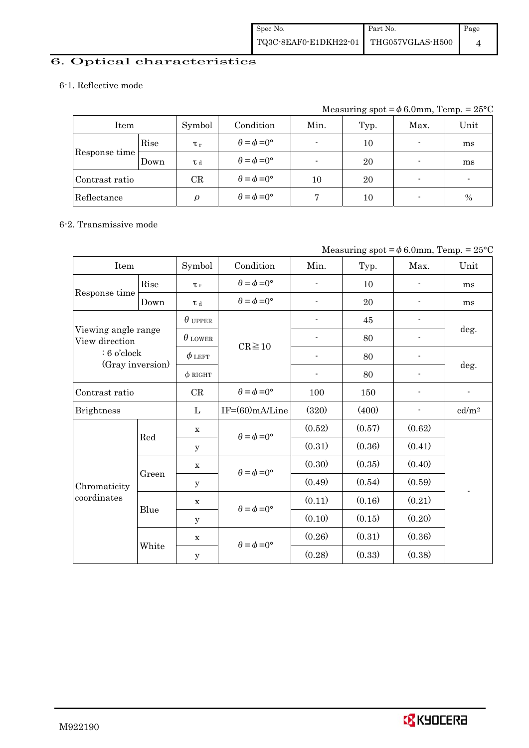## 6. Optical characteristics

6-1. Reflective mode

Measuring spot = $\phi$ 6.0mm, Temp. = 25°C

| Item | | Symbol | Condition | Min. | Typ. | Max. | Unit |
|---|---|---|---|---|---|---|---|
| Response time | Rise | $\tau_r$ | $\theta=\phi=0°$ | - | 10 | - | ms |
| | Down | $\tau_d$ | $\theta=\phi=0°$ | - | 20 | - | ms |
| Contrast ratio | | CR | $\theta=\phi=0°$ | 10 | 20 | - | - |
| Reflectance | | $\rho$ | $\theta=\phi=0°$ | 7 | 10 | - | % |

6-2. Transmissive mode

Measuring spot = $\phi$ 6.0mm, Temp. = 25°C

| Item | | Symbol | Condition | Min. | Typ. | Max. | Unit |
|---|---|---|---|---|---|---|---|
| Response time | Rise | $\tau_r$ | $\theta=\phi=0°$ | - | 10 | - | ms |
| | Down | $\tau_d$ | $\theta=\phi=0°$ | - | 20 | - | ms |
| Viewing angle range View direction : 6 o'clock (Gray inversion) | | $\theta$ UPPER | CR≧10 | - | 45 | - | deg. |
| | | $\theta$ LOWER | | - | 80 | - | |
| | | $\phi$ LEFT | | - | 80 | - | deg. |
| | | $\phi$ RIGHT | | - | 80 | - | |
| Contrast ratio | | CR | $\theta=\phi=0°$ | 100 | 150 | - | - |
| Brightness | | L | IF=(60)mA/Line | (320) | (400) | - | cd/m$^2$ |
| Chromaticity coordinates | Red | x | $\theta=\phi=0°$ | (0.52) | (0.57) | (0.62) | - |
| | | y | | (0.31) | (0.36) | (0.41) | |
| | Green | x | $\theta=\phi=0°$ | (0.30) | (0.35) | (0.40) | |
| | | y | | (0.49) | (0.54) | (0.59) | |
| | Blue | x | $\theta=\phi=0°$ | (0.11) | (0.16) | (0.21) | |
| | | y | | (0.10) | (0.15) | (0.20) | |
| | White | x | $\theta=\phi=0°$ | (0.26) | (0.31) | (0.36) | |
| | | y | | (0.28) | (0.33) | (0.38) | |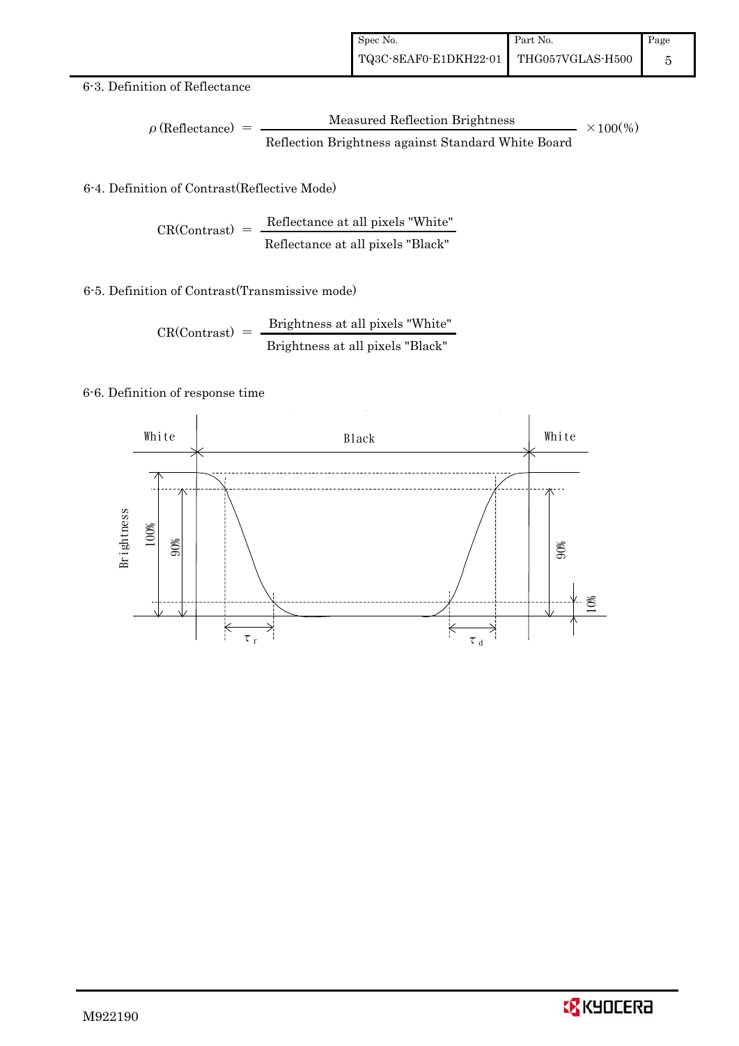6-3. Definition of Reflectance

$$\rho\,(\text{Reflectance}) = \frac{\text{Measured Reflection Brightness}}{\text{Reflection Brightness against Standard White Board}} \times 100(\%)$$

6-4. Definition of Contrast(Reflective Mode)

$$\text{CR(Contrast)} = \frac{\text{Reflectance at all pixels "White"}}{\text{Reflectance at all pixels "Black"}}$$

6-5. Definition of Contrast(Transmissive mode)

$$\text{CR(Contrast)} = \frac{\text{Brightness at all pixels "White"}}{\text{Brightness at all pixels "Black"}}$$

6-6. Definition of response time

White | Black | White

Brightness

100% 90% 90% 10%

$\tau_r$ $\tau_d$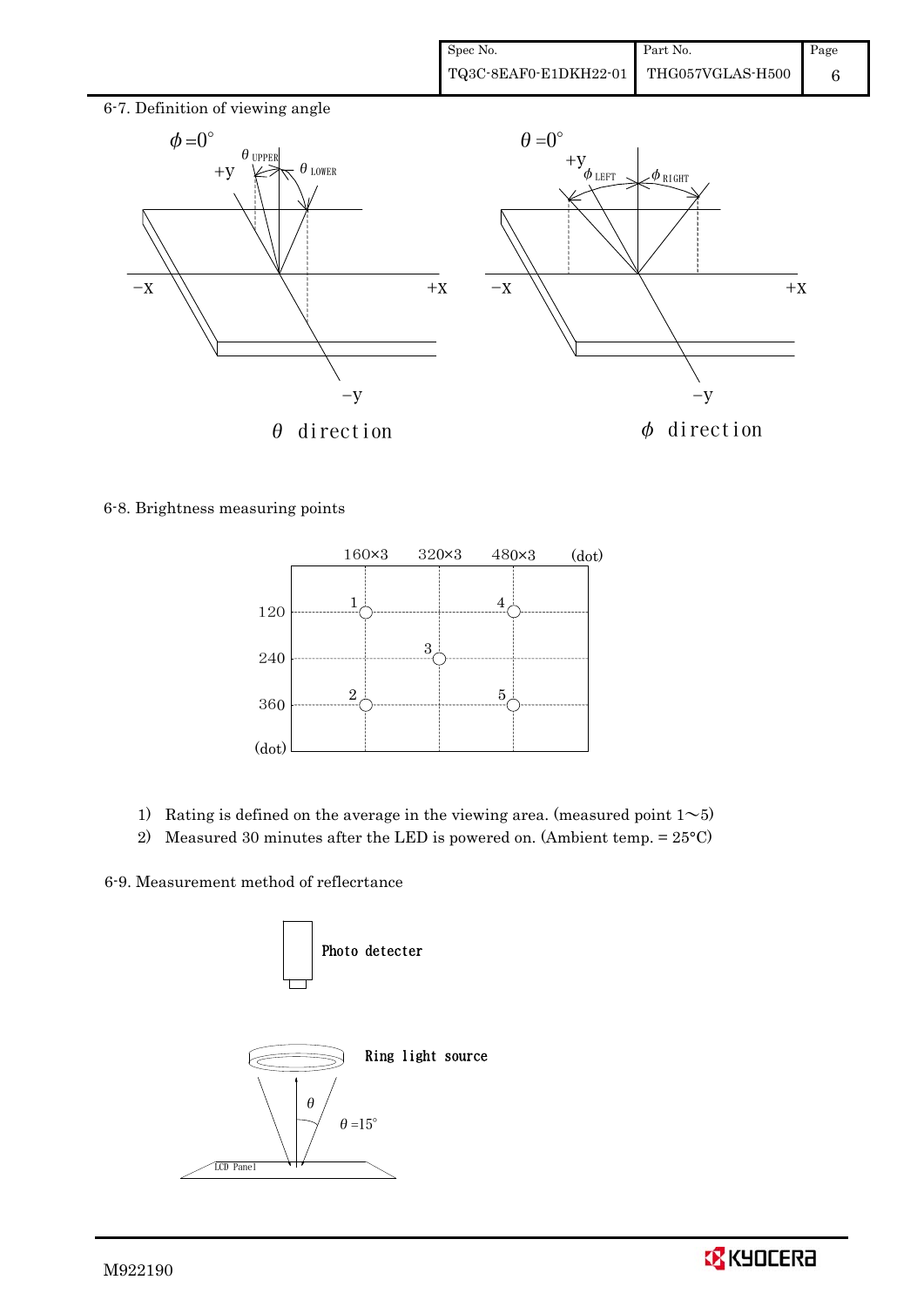6-7. Definition of viewing angle

$\phi = 0°$

$\theta_{UPPER}$ $\theta_{LOWER}$

+y

−x +x

−y

$\theta$ direction

$\theta = 0°$

+y

$\phi_{LEFT}$ $\phi_{RIGHT}$

−x +x

−y

$\phi$ direction

6-8. Brightness measuring points

| (dot) | 160×3 | 320×3 | 480×3 |
|---|---|---|---|
| 120 | 1 | | 4 |
| 240 | | 3 | |
| 360 | 2 | | 5 |

1) Rating is defined on the average in the viewing area. (measured point 1～5)
2) Measured 30 minutes after the LED is powered on. (Ambient temp. = 25°C)

6-9. Measurement method of reflecrtance

Photo detecter

Ring light source

$\theta$

$\theta = 15°$

LCD Panel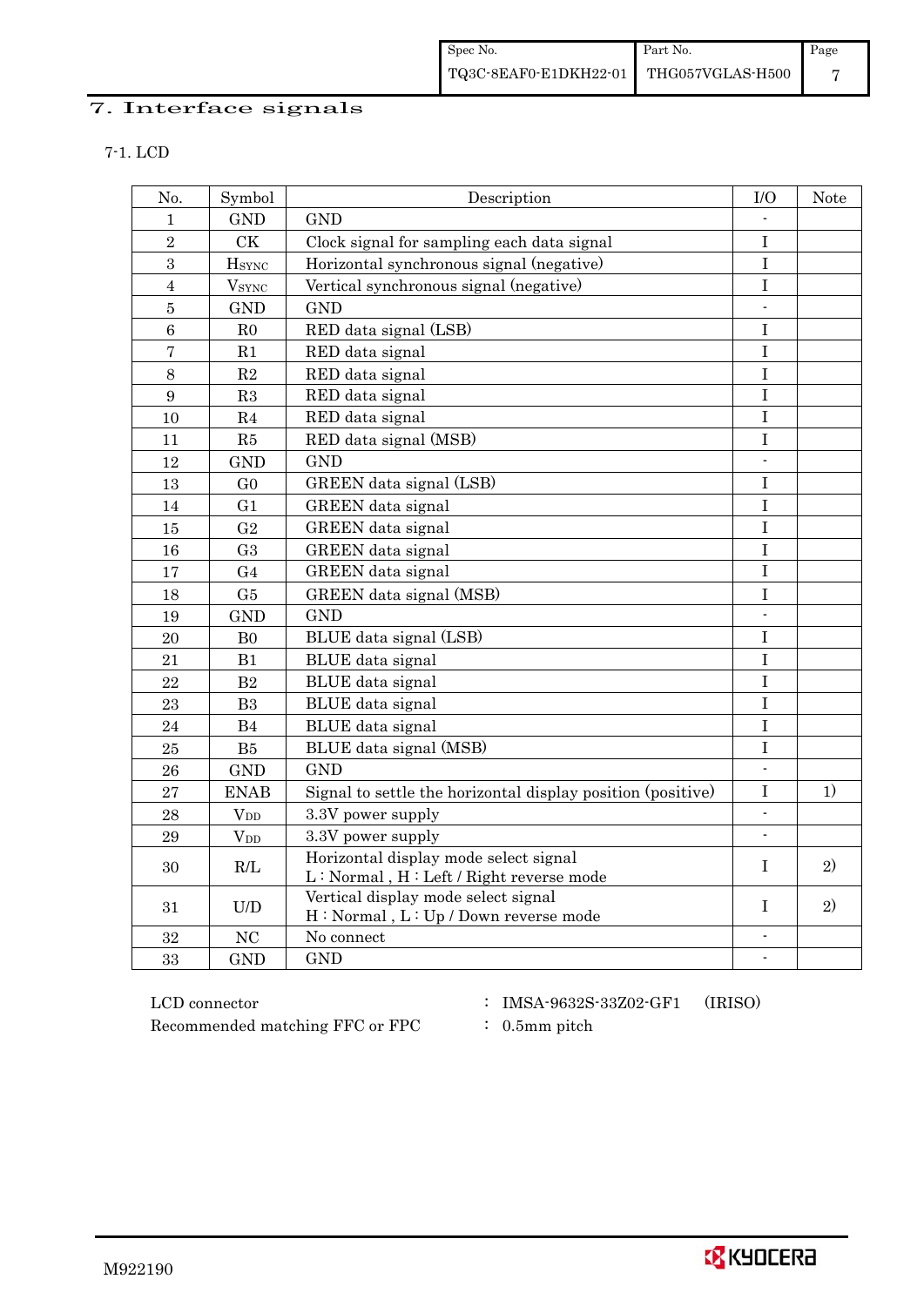# 7. Interface signals

## 7-1. LCD

| No. | Symbol | Description | I/O | Note |
|---|---|---|---|---|
| 1 | GND | GND | - | |
| 2 | CK | Clock signal for sampling each data signal | I | |
| 3 | $H_{SYNC}$ | Horizontal synchronous signal (negative) | I | |
| 4 | $V_{SYNC}$ | Vertical synchronous signal (negative) | I | |
| 5 | GND | GND | - | |
| 6 | R0 | RED data signal (LSB) | I | |
| 7 | R1 | RED data signal | I | |
| 8 | R2 | RED data signal | I | |
| 9 | R3 | RED data signal | I | |
| 10 | R4 | RED data signal | I | |
| 11 | R5 | RED data signal (MSB) | I | |
| 12 | GND | GND | - | |
| 13 | G0 | GREEN data signal (LSB) | I | |
| 14 | G1 | GREEN data signal | I | |
| 15 | G2 | GREEN data signal | I | |
| 16 | G3 | GREEN data signal | I | |
| 17 | G4 | GREEN data signal | I | |
| 18 | G5 | GREEN data signal (MSB) | I | |
| 19 | GND | GND | - | |
| 20 | B0 | BLUE data signal (LSB) | I | |
| 21 | B1 | BLUE data signal | I | |
| 22 | B2 | BLUE data signal | I | |
| 23 | B3 | BLUE data signal | I | |
| 24 | B4 | BLUE data signal | I | |
| 25 | B5 | BLUE data signal (MSB) | I | |
| 26 | GND | GND | - | |
| 27 | ENAB | Signal to settle the horizontal display position (positive) | I | 1) |
| 28 | $V_{DD}$ | 3.3V power supply | - | |
| 29 | $V_{DD}$ | 3.3V power supply | - | |
| 30 | R/L | Horizontal display mode select signal<br>L : Normal , H : Left / Right reverse mode | I | 2) |
| 31 | U/D | Vertical display mode select signal<br>H : Normal , L : Up / Down reverse mode | I | 2) |
| 32 | NC | No connect | - | |
| 33 | GND | GND | - | |

LCD connector : IMSA-9632S-33Z02-GF1 (IRISO)

Recommended matching FFC or FPC : 0.5mm pitch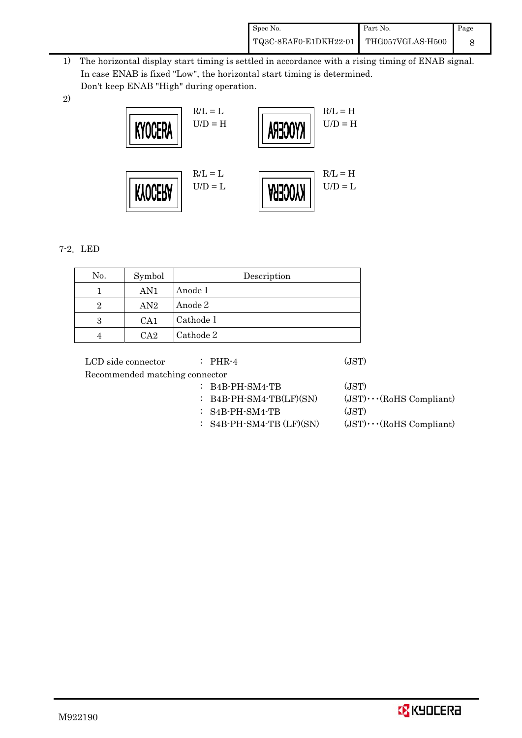1) The horizontal display start timing is settled in accordance with a rising timing of ENAB signal.
   In case ENAB is fixed "Low", the horizontal start timing is determined.
   Don't keep ENAB "High" during operation.

2)

| | |
|---|---|
| KYOCERA — R/L = L, U/D = H | (mirrored) KYOCERA — R/L = H, U/D = H |
| (flipped) KYOCERA — R/L = L, U/D = L | (rotated) KYOCERA — R/L = H, U/D = L |

7-2. LED

| No. | Symbol | Description |
|---|---|---|
| 1 | AN1 | Anode 1 |
| 2 | AN2 | Anode 2 |
| 3 | CA1 | Cathode 1 |
| 4 | CA2 | Cathode 2 |

LCD side connector : PHR-4 (JST)

Recommended matching connector

: B4B-PH-SM4-TB (JST)

: B4B-PH-SM4-TB(LF)(SN) (JST)･･･(RoHS Compliant)

: S4B-PH-SM4-TB (JST)

: S4B-PH-SM4-TB (LF)(SN) (JST)･･･(RoHS Compliant)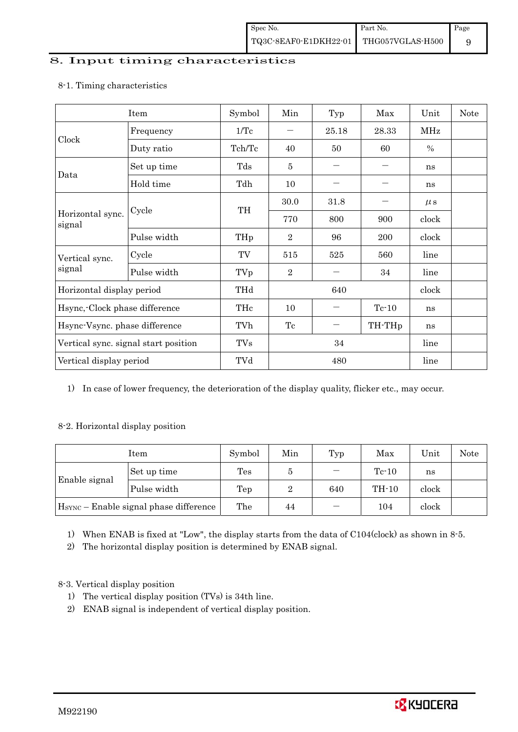# 8. Input timing characteristics

## 8-1. Timing characteristics

| Item | | Symbol | Min | Typ | Max | Unit | Note |
|---|---|---|---|---|---|---|---|
| Clock | Frequency | 1/Tc | − | 25.18 | 28.33 | MHz | |
| | Duty ratio | Tch/Tc | 40 | 50 | 60 | % | |
| Data | Set up time | Tds | 5 | − | − | ns | |
| | Hold time | Tdh | 10 | − | − | ns | |
| Horizontal sync. signal | Cycle | TH | 30.0 | 31.8 | − | μs | |
| | | | 770 | 800 | 900 | clock | |
| | Pulse width | THp | 2 | 96 | 200 | clock | |
| Vertical sync. signal | Cycle | TV | 515 | 525 | 560 | line | |
| | Pulse width | TVp | 2 | − | 34 | line | |
| Horizontal display period | | THd | | 640 | | clock | |
| Hsync,-Clock phase difference | | THc | 10 | − | Tc-10 | ns | |
| Hsync-Vsync. phase difference | | TVh | Tc | − | TH-THp | ns | |
| Vertical sync. signal start position | | TVs | | 34 | | line | |
| Vertical display period | | TVd | | 480 | | line | |

1) In case of lower frequency, the deterioration of the display quality, flicker etc., may occur.

## 8-2. Horizontal display position

| Item | | Symbol | Min | Typ | Max | Unit | Note |
|---|---|---|---|---|---|---|---|
| Enable signal | Set up time | Tes | 5 | − | Tc-10 | ns | |
| | Pulse width | Tep | 2 | 640 | TH-10 | clock | |
| $H_{SYNC}$ – Enable signal phase difference | | The | 44 | − | 104 | clock | |

1) When ENAB is fixed at "Low", the display starts from the data of C104(clock) as shown in 8-5.
2) The horizontal display position is determined by ENAB signal.

## 8-3. Vertical display position

1) The vertical display position (TVs) is 34th line.
2) ENAB signal is independent of vertical display position.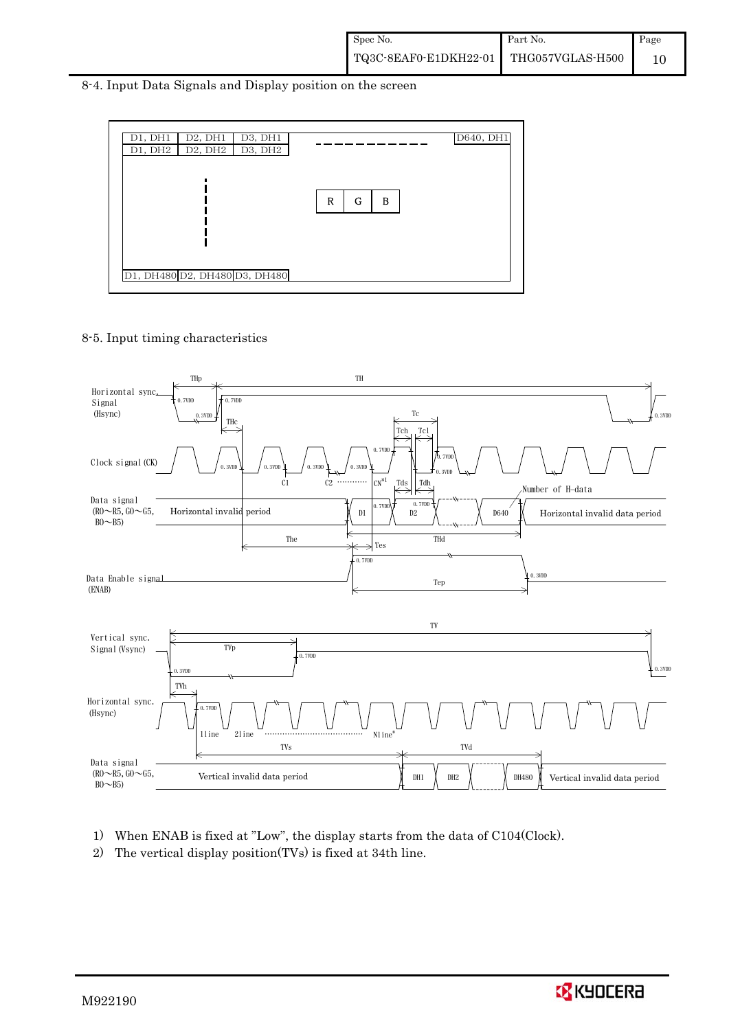8-4. Input Data Signals and Display position on the screen

| D1, DH1 | D2, DH1 | D3, DH1 | - - - - - - - - - - | D640, DH1 |
|---|---|---|---|---|
| D1, DH2 | D2, DH2 | D3, DH2 | | |
| | ⋮ | | R G B | |
| D1, DH480 | D2, DH480 | D3, DH480 | | |

8-5. Input timing characteristics

Horizontal sync. Signal (Hsync): THp, TH, THc, 0.7VDD, 0.3VDD

Clock signal (CK): Tc, Tch, Tcl, C1, C2 ………… CN[*1], 0.7VDD, 0.3VDD

Data signal (R0～R5, G0～G5, B0～B5): Horizontal invalid period, D1, D2, D640, Horizontal invalid data period, Tds, Tdh, Number of H-data, The, THd, Tes

Data Enable signal (ENAB): Tep, 0.7VDD, 0.3VDD

Vertical sync. Signal (Vsync): TV, TVp, 0.7VDD, 0.3VDD

Horizontal sync. (Hsync): TVh, 1line, 2line ……………… Nline[*]

Data signal (R0～R5, G0～G5, B0～B5): TVs, TVd, Vertical invalid data period, DH1, DH2, DH480, Vertical invalid data period

1) When ENAB is fixed at "Low", the display starts from the data of C104(Clock).
2) The vertical display position(TVs) is fixed at 34th line.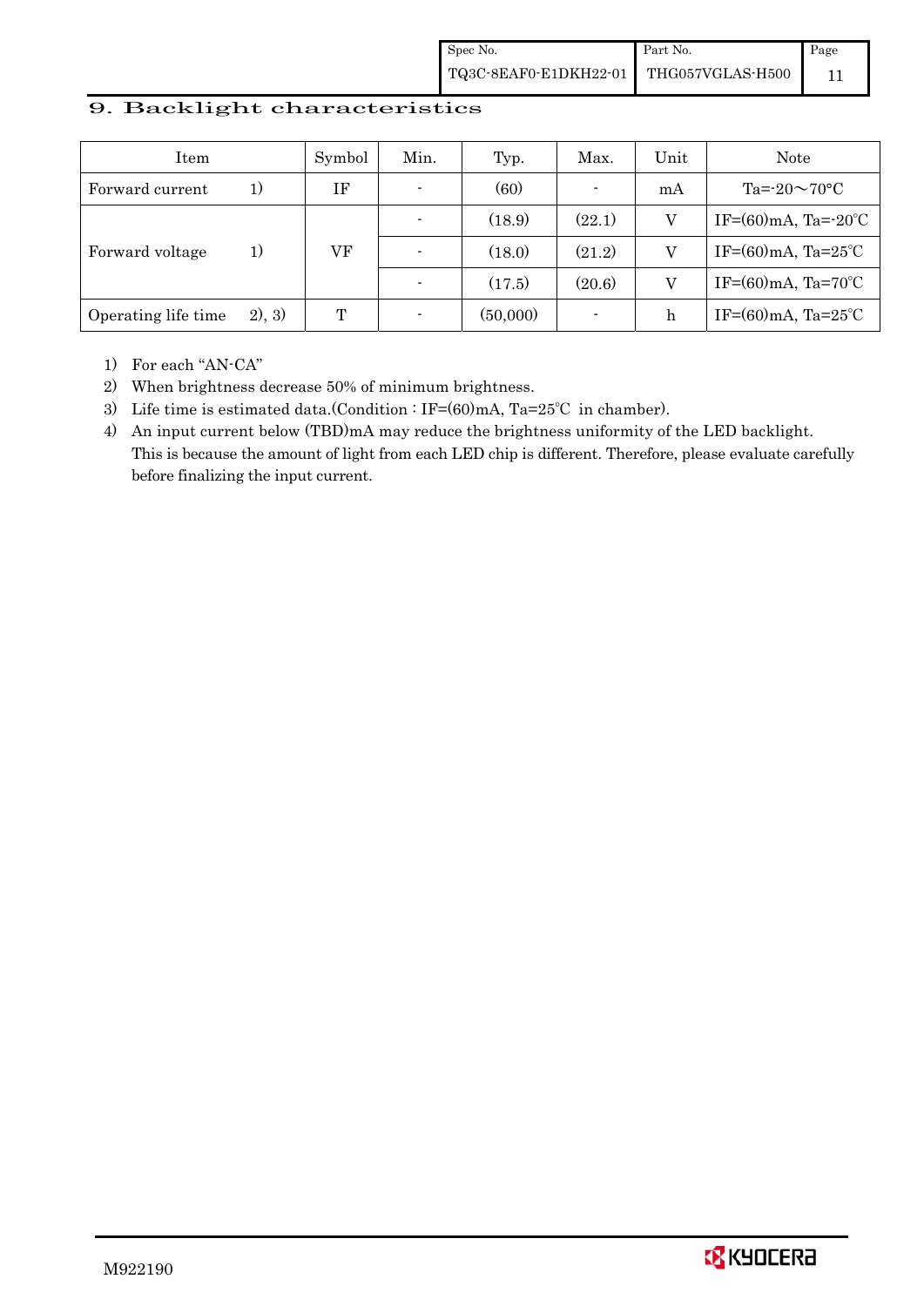## 9. Backlight characteristics

| Item | | Symbol | Min. | Typ. | Max. | Unit | Note |
|---|---|---|---|---|---|---|---|
| Forward current | 1) | IF | - | (60) | - | mA | Ta=-20～70°C |
| Forward voltage | 1) | VF | - | (18.9) | (22.1) | V | IF=(60)mA, Ta=-20℃ |
| | | | - | (18.0) | (21.2) | V | IF=(60)mA, Ta=25℃ |
| | | | - | (17.5) | (20.6) | V | IF=(60)mA, Ta=70℃ |
| Operating life time | 2), 3) | T | - | (50,000) | - | h | IF=(60)mA, Ta=25℃ |

1) For each "AN-CA"
2) When brightness decrease 50% of minimum brightness.
3) Life time is estimated data.(Condition : IF=(60)mA, Ta=25℃ in chamber).
4) An input current below (TBD)mA may reduce the brightness uniformity of the LED backlight. This is because the amount of light from each LED chip is different. Therefore, please evaluate carefully before finalizing the input current.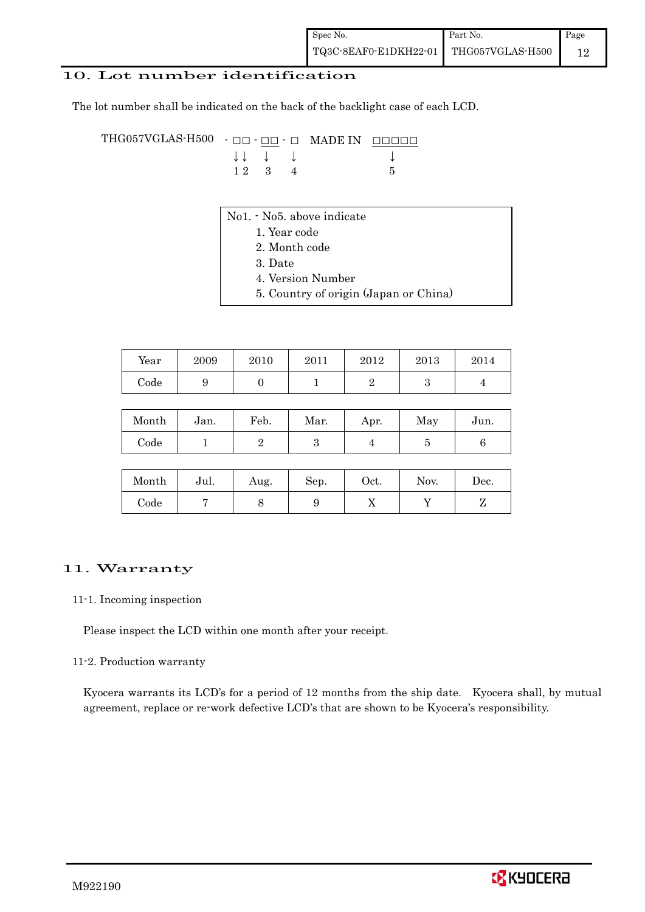## 10. Lot number identification

The lot number shall be indicated on the back of the backlight case of each LCD.

```
THG057VGLAS-H500  - □□ - □□ - □   MADE IN  □□□□□
                    ↓↓   ↓    ↓              ↓
                    1 2  3    4              5
```

No1. - No5. above indicate
1. Year code
2. Month code
3. Date
4. Version Number
5. Country of origin (Japan or China)

| Year | 2009 | 2010 | 2011 | 2012 | 2013 | 2014 |
|---|---|---|---|---|---|---|
| Code | 9 | 0 | 1 | 2 | 3 | 4 |

| Month | Jan. | Feb. | Mar. | Apr. | May | Jun. |
|---|---|---|---|---|---|---|
| Code | 1 | 2 | 3 | 4 | 5 | 6 |

| Month | Jul. | Aug. | Sep. | Oct. | Nov. | Dec. |
|---|---|---|---|---|---|---|
| Code | 7 | 8 | 9 | X | Y | Z |

## 11. Warranty

### 11-1. Incoming inspection

Please inspect the LCD within one month after your receipt.

### 11-2. Production warranty

Kyocera warrants its LCD's for a period of 12 months from the ship date. Kyocera shall, by mutual agreement, replace or re-work defective LCD's that are shown to be Kyocera's responsibility.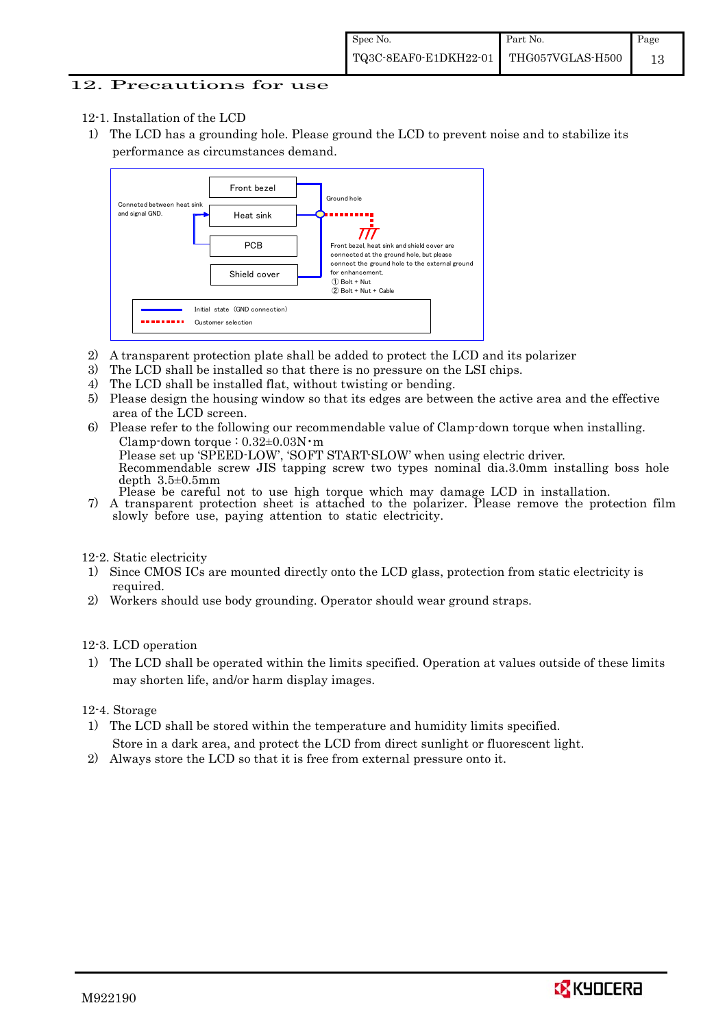## 12. Precautions for use

12-1. Installation of the LCD

1) The LCD has a grounding hole. Please ground the LCD to prevent noise and to stabilize its performance as circumstances demand.

Conneted between heat sink and signal GND.

Front bezel

Heat sink

PCB

Shield cover

Ground hole

Front bezel, heat sink and shield cover are connected at the ground hole, but please connect the ground hole to the external ground for enhancement.
① Bolt + Nut
② Bolt + Nut + Cable

Initial state (GND connection)

Customer selection

2) A transparent protection plate shall be added to protect the LCD and its polarizer
3) The LCD shall be installed so that there is no pressure on the LSI chips.
4) The LCD shall be installed flat, without twisting or bending.
5) Please design the housing window so that its edges are between the active area and the effective area of the LCD screen.
6) Please refer to the following our recommendable value of Clamp-down torque when installing.
   Clamp-down torque : 0.32±0.03N・m
   Please set up 'SPEED-LOW', 'SOFT START-SLOW' when using electric driver.
   Recommendable screw JIS tapping screw two types nominal dia.3.0mm installing boss hole depth 3.5±0.5mm
   Please be careful not to use high torque which may damage LCD in installation.
7) A transparent protection sheet is attached to the polarizer. Please remove the protection film slowly before use, paying attention to static electricity.

12-2. Static electricity

1) Since CMOS ICs are mounted directly onto the LCD glass, protection from static electricity is required.
2) Workers should use body grounding. Operator should wear ground straps.

12-3. LCD operation

1) The LCD shall be operated within the limits specified. Operation at values outside of these limits may shorten life, and/or harm display images.

12-4. Storage

1) The LCD shall be stored within the temperature and humidity limits specified.
   Store in a dark area, and protect the LCD from direct sunlight or fluorescent light.
2) Always store the LCD so that it is free from external pressure onto it.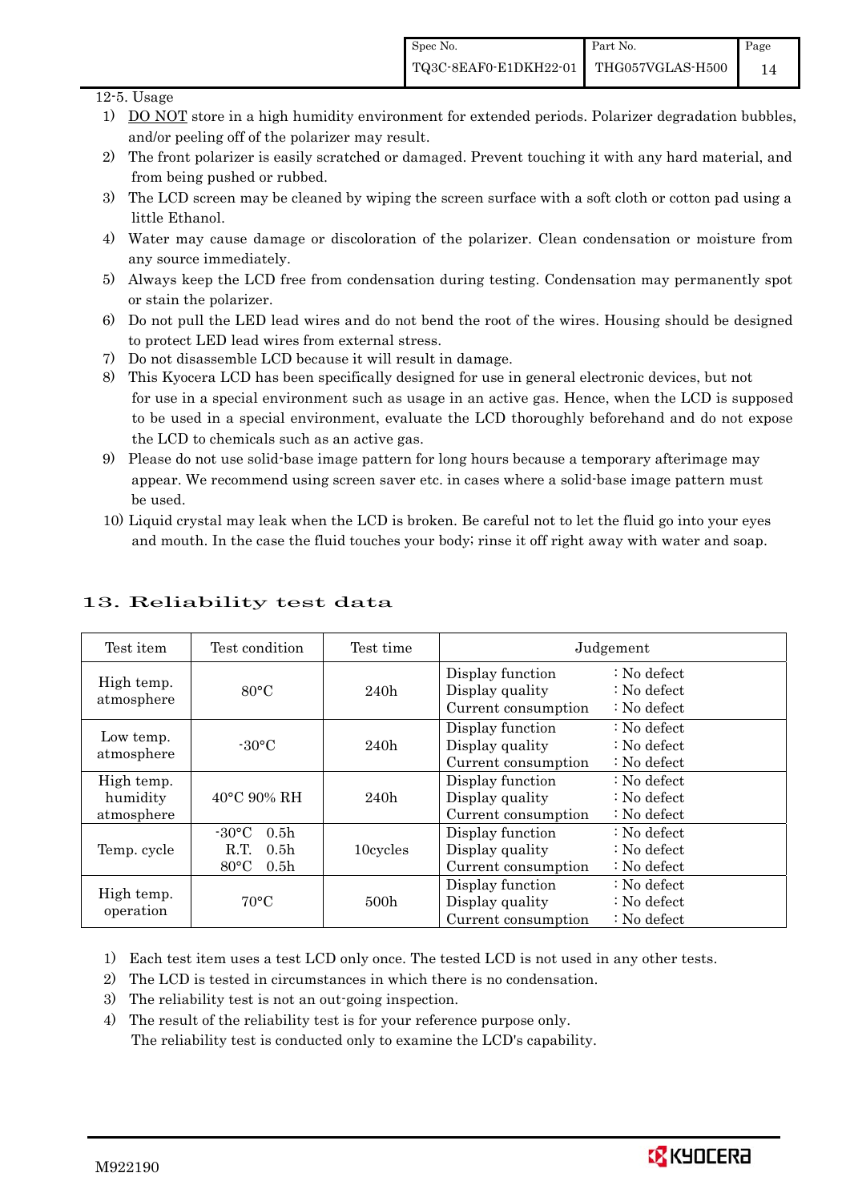12-5. Usage

1) DO NOT store in a high humidity environment for extended periods. Polarizer degradation bubbles, and/or peeling off of the polarizer may result.
2) The front polarizer is easily scratched or damaged. Prevent touching it with any hard material, and from being pushed or rubbed.
3) The LCD screen may be cleaned by wiping the screen surface with a soft cloth or cotton pad using a little Ethanol.
4) Water may cause damage or discoloration of the polarizer. Clean condensation or moisture from any source immediately.
5) Always keep the LCD free from condensation during testing. Condensation may permanently spot or stain the polarizer.
6) Do not pull the LED lead wires and do not bend the root of the wires. Housing should be designed to protect LED lead wires from external stress.
7) Do not disassemble LCD because it will result in damage.
8) This Kyocera LCD has been specifically designed for use in general electronic devices, but not for use in a special environment such as usage in an active gas. Hence, when the LCD is supposed to be used in a special environment, evaluate the LCD thoroughly beforehand and do not expose the LCD to chemicals such as an active gas.
9) Please do not use solid-base image pattern for long hours because a temporary afterimage may appear. We recommend using screen saver etc. in cases where a solid-base image pattern must be used.
10) Liquid crystal may leak when the LCD is broken. Be careful not to let the fluid go into your eyes and mouth. In the case the fluid touches your body; rinse it off right away with water and soap.

## 13. Reliability test data

| Test item | Test condition | Test time | Judgement |
|---|---|---|---|
| High temp. atmosphere | 80°C | 240h | Display function : No defect<br>Display quality : No defect<br>Current consumption : No defect |
| Low temp. atmosphere | -30°C | 240h | Display function : No defect<br>Display quality : No defect<br>Current consumption : No defect |
| High temp. humidity atmosphere | 40°C 90% RH | 240h | Display function : No defect<br>Display quality : No defect<br>Current consumption : No defect |
| Temp. cycle | -30°C 0.5h<br>R.T. 0.5h<br>80°C 0.5h | 10cycles | Display function : No defect<br>Display quality : No defect<br>Current consumption : No defect |
| High temp. operation | 70°C | 500h | Display function : No defect<br>Display quality : No defect<br>Current consumption : No defect |

1) Each test item uses a test LCD only once. The tested LCD is not used in any other tests.
2) The LCD is tested in circumstances in which there is no condensation.
3) The reliability test is not an out-going inspection.
4) The result of the reliability test is for your reference purpose only. The reliability test is conducted only to examine the LCD's capability.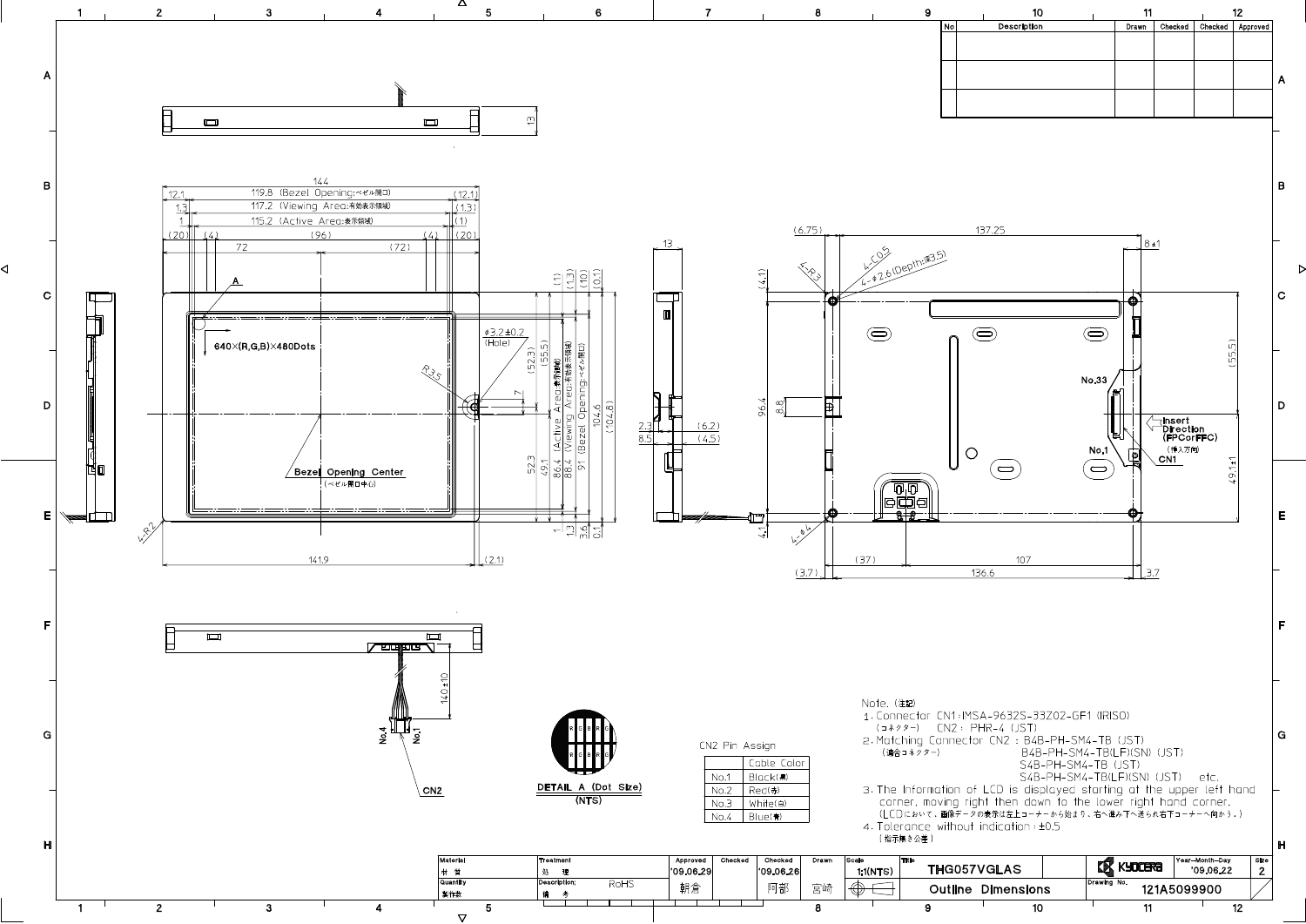| No | Description | Drawn | Checked | Checked | Approved |
|---|---|---|---|---|---|
| | | | | | |
| | | | | | |

640×(R,G,B)×480Dots

Bezel Opening Center (ベゼル開口中心)

144

119.8 (Bezel Opening:ベゼル開口)

117.2 (Viewing Area:有効表示領域)

115.2 (Active Area:表示領域)

86.4 (Active Area:表示領域)

88.4 (Viewing Area:有効表示領域)

91 (Bezel Opening:ベゼル開口)

φ3.2±0.2 (Hole)

4-C0.5

4-φ2.6(Depth:深3.5)

No.33

No.1

CN1

Insert Direction (FPCorFFC) (挿入方向)

CN2

DETAIL A (Dot Size) (NTS)

CN2 Pin Assign

| | Cable Color |
|---|---|
| No.1 | Black(黒) |
| No.2 | Red(赤) |
| No.3 | White(白) |
| No.4 | Blue(青) |

Note. (注記)

1. Connector CN1:IMSA-9632S-33Z02-GF1 (IRISO)
   (コネクター) CN2 : PHR-4 (JST)
2. Matching Connector CN2 : B4B-PH-SM4-TB (JST)
   (適合コネクター) B4B-PH-SM4-TB(LF)(SN) (JST)
   S4B-PH-SM4-TB (JST)
   S4B-PH-SM4-TB(LF)(SN) (JST) etc.
3. The Information of LCD is displayed starting at the upper left hand corner, moving right then down to the lower right hand corner.
   (LCDにおいて、画像データの表示は左上コーナーから始まり、右へ進み下へ送られ右下コーナーへ向かう。)
4. Tolerance without indication : ±0.5
   (指示無き公差)

| Material 材質 | Treatment 処理 | Approved '09.06.29 朝倉 | Checked | Checked '09.06.26 阿部 | Drawn 宮崎 | Scale 1:1(NTS) | Title THG057VGLAS Outline Dimensions | KYOCERA | Year-Month-Day '09.06.22 | Size 2 |
|---|---|---|---|---|---|---|---|---|---|---|
| Quantity 製作数 | Description; 備考 RoHS | | | | | | | Drawing No. 121A5099900 | | |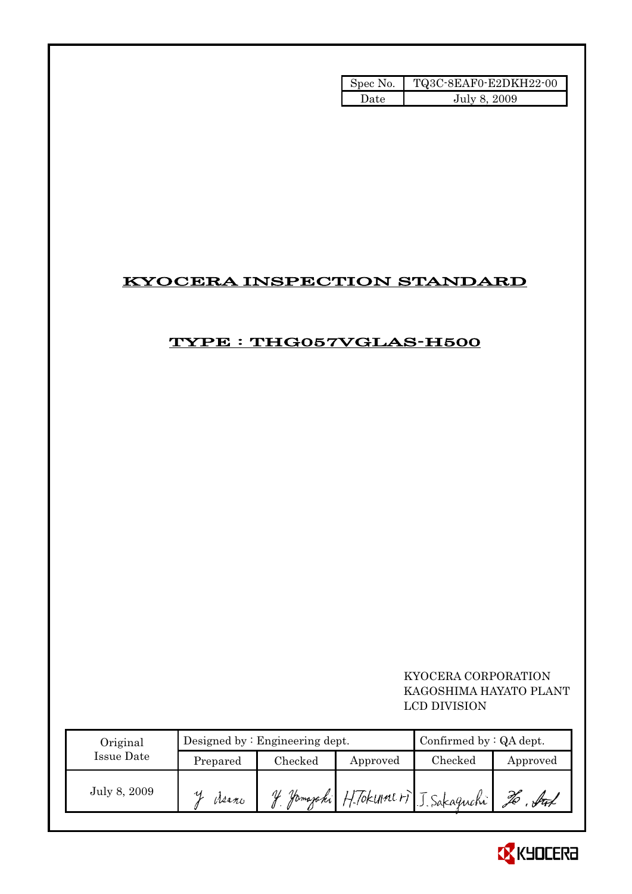| Spec No. | TQ3C-8EAF0-E2DKH22-00 |
| --- | --- |
| Date | July 8, 2009 |

# KYOCERA INSPECTION STANDARD

## TYPE : THG057VGLAS-H500

KYOCERA CORPORATION
KAGOSHIMA HAYATO PLANT
LCD DIVISION

| Original Issue Date | Designed by : Engineering dept. | | | Confirmed by : QA dept. | |
| --- | --- | --- | --- | --- | --- |
| | Prepared | Checked | Approved | Checked | Approved |
| July 8, 2009 | Y. Asano | Y. Yamazaki | H. Tokunori | J. Sakaguchi | Ho. Sat |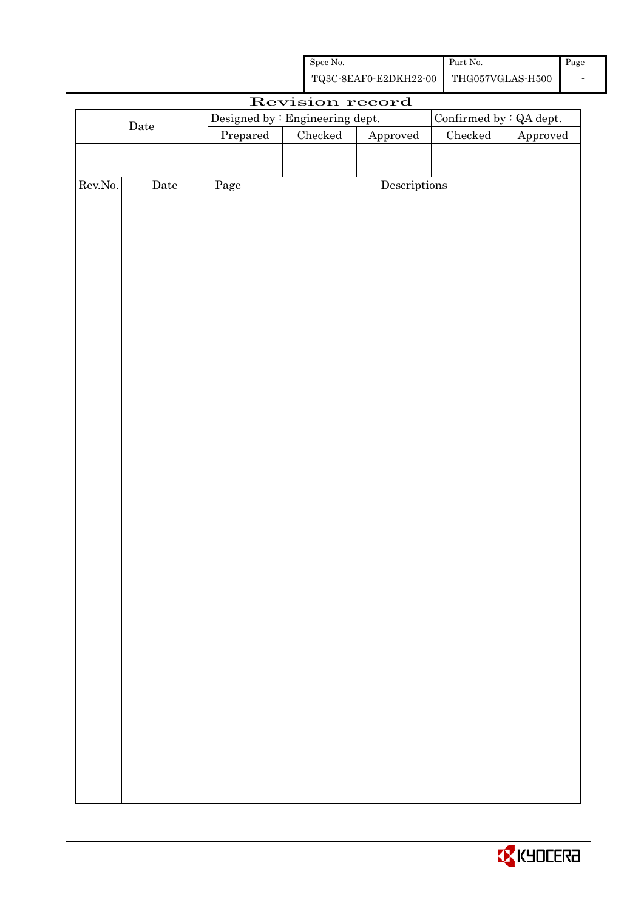# Revision record

| Date | Designed by : Engineering dept. | | | Confirmed by : QA dept. | |
|---|---|---|---|---|---|
| | Prepared | Checked | Approved | Checked | Approved |
| | | | | | |

| Rev.No. | Date | Page | Descriptions |
|---|---|---|---|
| | | | |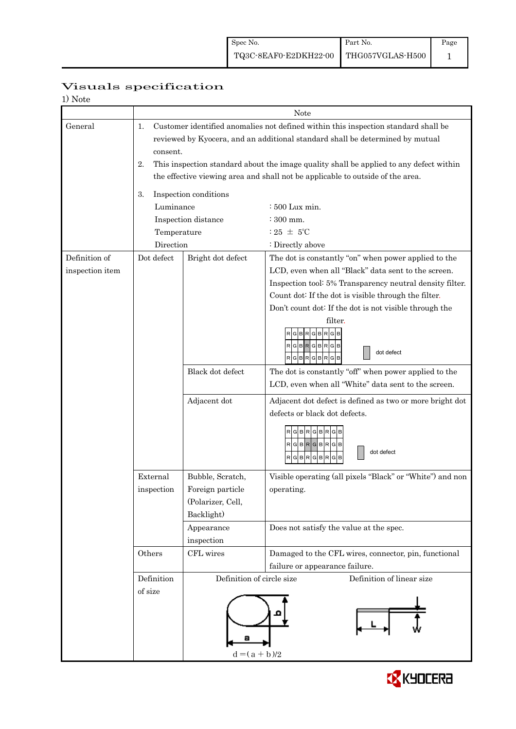# Visuals specification

1) Note

| | | | Note |
|---|---|---|---|
| General | 1. Customer identified anomalies not defined within this inspection standard shall be reviewed by Kyocera, and an additional standard shall be determined by mutual consent.<br>2. This inspection standard about the image quality shall be applied to any defect within the effective viewing area and shall not be applicable to outside of the area.<br>3. Inspection conditions<br>Luminance : 500 Lux min.<br>Inspection distance : 300 mm.<br>Temperature : 25 ± 5℃<br>Direction : Directly above | | |
| Definition of inspection item | Dot defect | Bright dot defect | The dot is constantly "on" when power applied to the LCD, even when all "Black" data sent to the screen.<br>Inspection tool: 5% Transparency neutral density filter.<br>Count dot: If the dot is visible through the filter.<br>Don't count dot: If the dot is not visible through the filter.<br>dot defect |
| | | Black dot defect | The dot is constantly "off" when power applied to the LCD, even when all "White" data sent to the screen. |
| | | Adjacent dot | Adjacent dot defect is defined as two or more bright dot defects or black dot defects.<br>dot defect |
| | External inspection | Bubble, Scratch, Foreign particle (Polarizer, Cell, Backlight) | Visible operating (all pixels "Black" or "White") and non operating. |
| | | Appearance inspection | Does not satisfy the value at the spec. |
| | Others | CFL wires | Damaged to the CFL wires, connector, pin, functional failure or appearance failure. |
| | Definition of size | Definition of circle size<br>$d = (a + b)/2$ | Definition of linear size<br>L, W |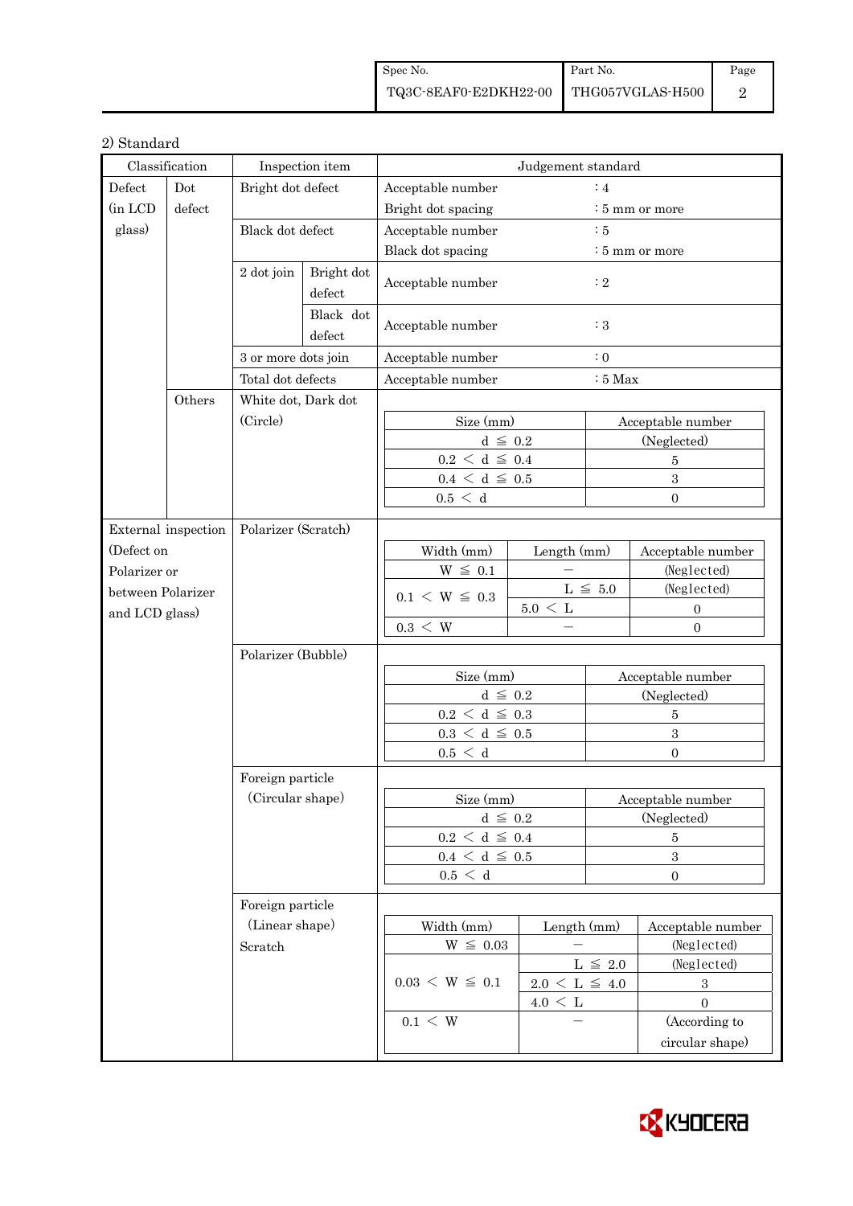2) Standard

| Classification | | Inspection item | | Judgement standard | | |
|---|---|---|---|---|---|---|
| Defect (in LCD glass) | Dot defect | Bright dot defect | | Acceptable number<br>Bright dot spacing | : 4<br>: 5 mm or more | |
| | | Black dot defect | | Acceptable number<br>Black dot spacing | : 5<br>: 5 mm or more | |
| | | 2 dot join | Bright dot defect | Acceptable number | : 2 | |
| | | | Black dot defect | Acceptable number | : 3 | |
| | | 3 or more dots join | | Acceptable number | : 0 | |
| | | Total dot defects | | Acceptable number | : 5 Max | |

White dot, Dark dot (Circle) — Others

| Size (mm) | Acceptable number |
|---|---|
| d ≦ 0.2 | (Neglected) |
| 0.2 < d ≦ 0.4 | 5 |
| 0.4 < d ≦ 0.5 | 3 |
| 0.5 < d | 0 |

External inspection (Defect on Polarizer or between Polarizer and LCD glass)

Polarizer (Scratch)

| Width (mm) | Length (mm) | Acceptable number |
|---|---|---|
| W ≦ 0.1 | — | (Neglected) |
| 0.1 < W ≦ 0.3 | L ≦ 5.0 | (Neglected) |
| | 5.0 < L | 0 |
| 0.3 < W | — | 0 |

Polarizer (Bubble)

| Size (mm) | Acceptable number |
|---|---|
| d ≦ 0.2 | (Neglected) |
| 0.2 < d ≦ 0.3 | 5 |
| 0.3 < d ≦ 0.5 | 3 |
| 0.5 < d | 0 |

Foreign particle (Circular shape)

| Size (mm) | Acceptable number |
|---|---|
| d ≦ 0.2 | (Neglected) |
| 0.2 < d ≦ 0.4 | 5 |
| 0.4 < d ≦ 0.5 | 3 |
| 0.5 < d | 0 |

Foreign particle (Linear shape) Scratch

| Width (mm) | Length (mm) | Acceptable number |
|---|---|---|
| W ≦ 0.03 | — | (Neglected) |
| 0.03 < W ≦ 0.1 | L ≦ 2.0 | (Neglected) |
| | 2.0 < L ≦ 4.0 | 3 |
| | 4.0 < L | 0 |
| 0.1 < W | — | (According to circular shape) |